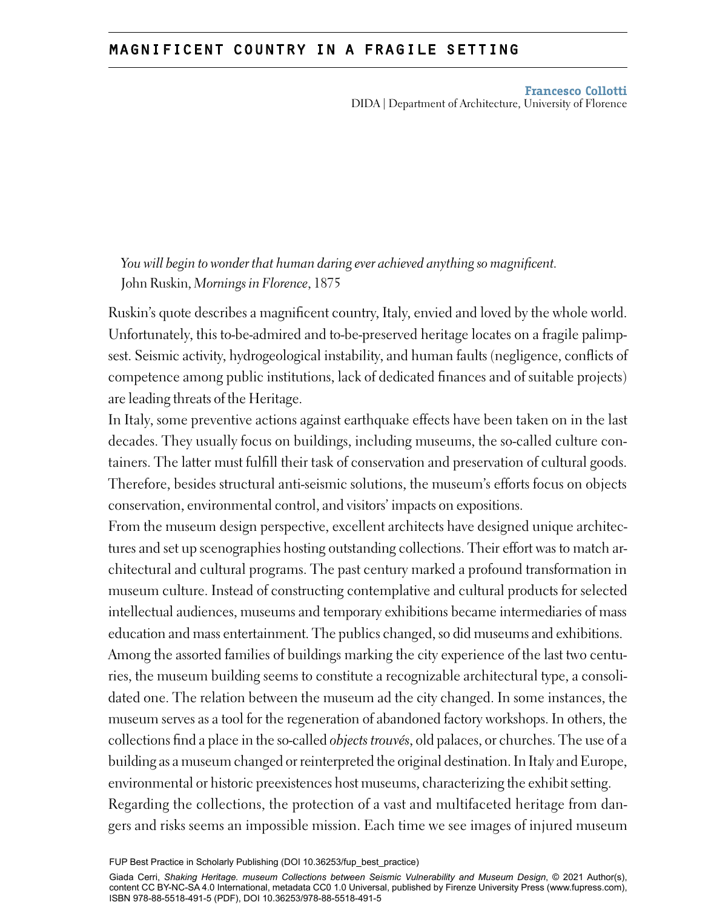# MAGNIFICENT COUNTRY IN A FRAGILE SETTING

**Francesco Collotti**
DIDA | Department of Architecture, University of Florence

*You will begin to wonder that human daring ever achieved anything so magnificent.*
John Ruskin, *Mornings in Florence*, 1875

Ruskin's quote describes a magnificent country, Italy, envied and loved by the whole world. Unfortunately, this to-be-admired and to-be-preserved heritage locates on a fragile palimpsest. Seismic activity, hydrogeological instability, and human faults (negligence, conflicts of competence among public institutions, lack of dedicated finances and of suitable projects) are leading threats of the Heritage.

In Italy, some preventive actions against earthquake effects have been taken on in the last decades. They usually focus on buildings, including museums, the so-called culture containers. The latter must fulfill their task of conservation and preservation of cultural goods. Therefore, besides structural anti-seismic solutions, the museum's efforts focus on objects conservation, environmental control, and visitors' impacts on expositions.

From the museum design perspective, excellent architects have designed unique architectures and set up scenographies hosting outstanding collections. Their effort was to match architectural and cultural programs. The past century marked a profound transformation in museum culture. Instead of constructing contemplative and cultural products for selected intellectual audiences, museums and temporary exhibitions became intermediaries of mass education and mass entertainment. The publics changed, so did museums and exhibitions.

Among the assorted families of buildings marking the city experience of the last two centuries, the museum building seems to constitute a recognizable architectural type, a consolidated one. The relation between the museum ad the city changed. In some instances, the museum serves as a tool for the regeneration of abandoned factory workshops. In others, the collections find a place in the so-called *objects trouvés*, old palaces, or churches. The use of a building as a museum changed or reinterpreted the original destination. In Italy and Europe, environmental or historic preexistences host museums, characterizing the exhibit setting.

Regarding the collections, the protection of a vast and multifaceted heritage from dangers and risks seems an impossible mission. Each time we see images of injured museum

FUP Best Practice in Scholarly Publishing (DOI 10.36253/fup_best_practice)

Giada Cerri, *Shaking Heritage. museum Collections between Seismic Vulnerability and Museum Design*, © 2021 Author(s), content CC BY-NC-SA 4.0 International, metadata CC0 1.0 Universal, published by Firenze University Press (www.fupress.com), ISBN 978-88-5518-491-5 (PDF), DOI 10.36253/978-88-5518-491-5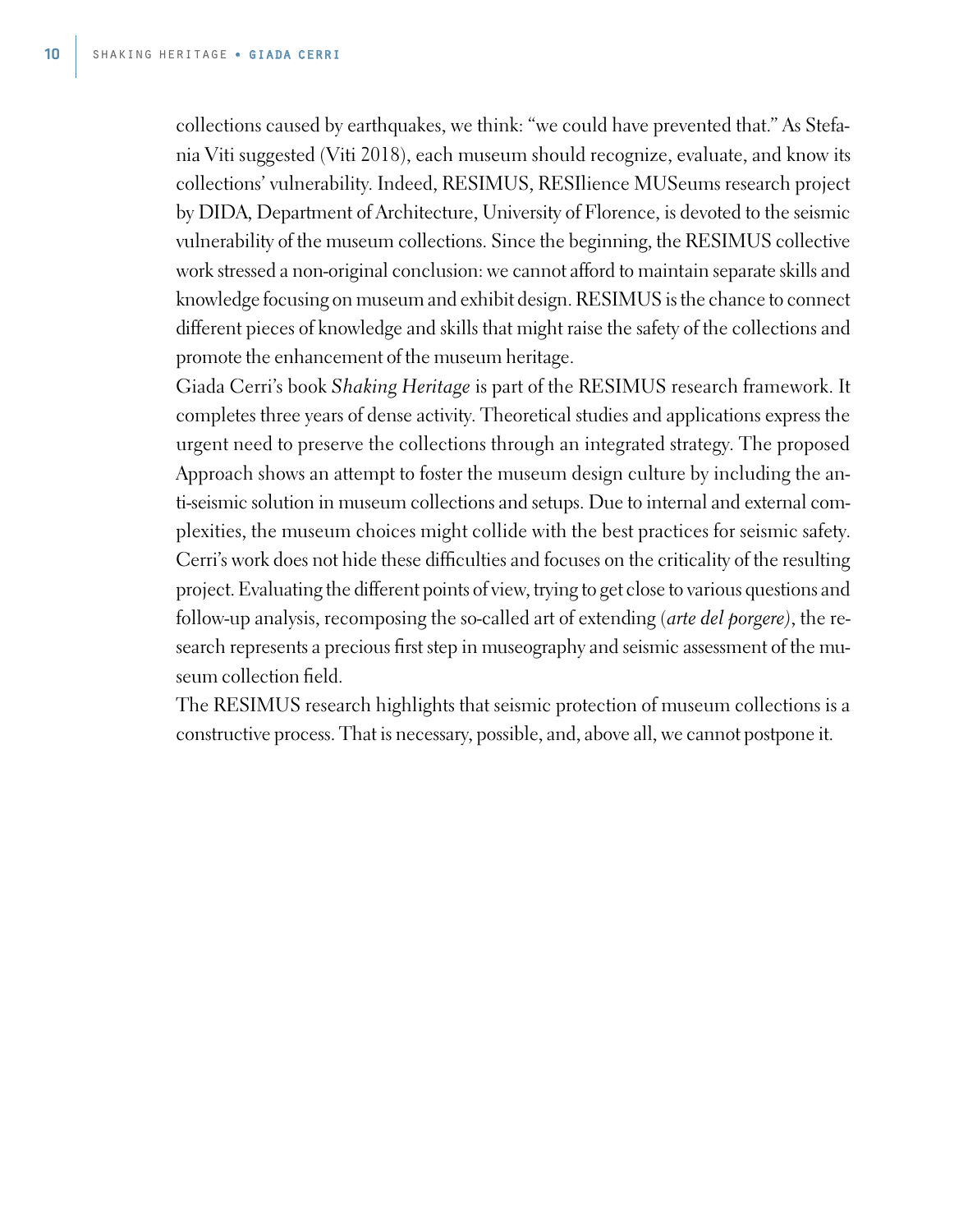collections caused by earthquakes, we think: "we could have prevented that." As Stefania Viti suggested (Viti 2018), each museum should recognize, evaluate, and know its collections' vulnerability. Indeed, RESIMUS, RESIlience MUSeums research project by DIDA, Department of Architecture, University of Florence, is devoted to the seismic vulnerability of the museum collections. Since the beginning, the RESIMUS collective work stressed a non-original conclusion: we cannot afford to maintain separate skills and knowledge focusing on museum and exhibit design. RESIMUS is the chance to connect different pieces of knowledge and skills that might raise the safety of the collections and promote the enhancement of the museum heritage.

Giada Cerri's book *Shaking Heritage* is part of the RESIMUS research framework. It completes three years of dense activity. Theoretical studies and applications express the urgent need to preserve the collections through an integrated strategy. The proposed Approach shows an attempt to foster the museum design culture by including the anti-seismic solution in museum collections and setups. Due to internal and external complexities, the museum choices might collide with the best practices for seismic safety. Cerri's work does not hide these difficulties and focuses on the criticality of the resulting project. Evaluating the different points of view, trying to get close to various questions and follow-up analysis, recomposing the so-called art of extending (*arte del porgere*), the research represents a precious first step in museography and seismic assessment of the museum collection field.

The RESIMUS research highlights that seismic protection of museum collections is a constructive process. That is necessary, possible, and, above all, we cannot postpone it.